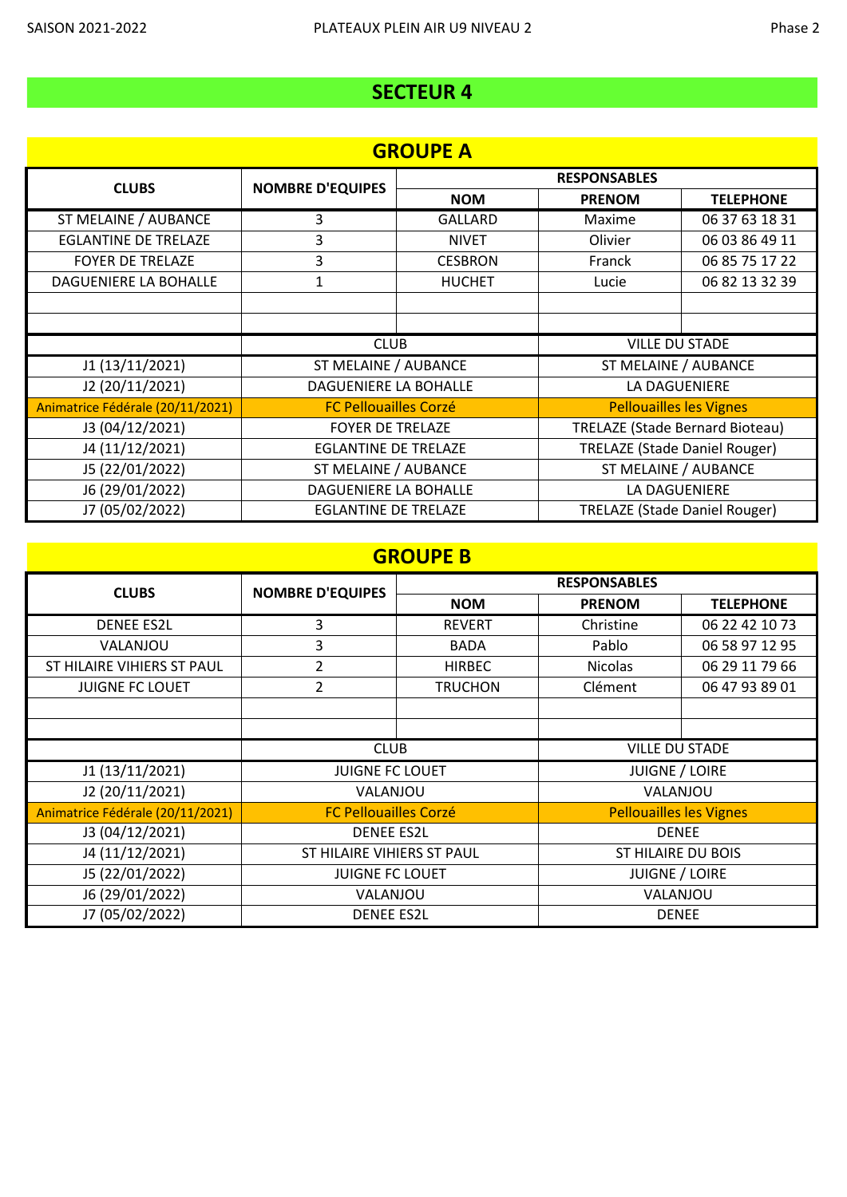SAISON 2021-2022 — PLATEAUX PLEIN AIR U9 NIVEAU 2 — Phase 2

## SECTEUR 4

### GROUPE A

| CLUBS | NOMBRE D'EQUIPES | RESPONSABLES | | |
|---|---|---|---|---|
| | | NOM | PRENOM | TELEPHONE |
| ST MELAINE / AUBANCE | 3 | GALLARD | Maxime | 06 37 63 18 31 |
| EGLANTINE DE TRELAZE | 3 | NIVET | Olivier | 06 03 86 49 11 |
| FOYER DE TRELAZE | 3 | CESBRON | Franck | 06 85 75 17 22 |
| DAGUENIERE LA BOHALLE | 1 | HUCHET | Lucie | 06 82 13 32 39 |
| | | | | |
| | | | | |

| | CLUB | VILLE DU STADE |
|---|---|---|
| J1 (13/11/2021) | ST MELAINE / AUBANCE | ST MELAINE / AUBANCE |
| J2 (20/11/2021) | DAGUENIERE LA BOHALLE | LA DAGUENIERE |
| Animatrice Fédérale (20/11/2021) | FC Pellouailles Corzé | Pellouailles les Vignes |
| J3 (04/12/2021) | FOYER DE TRELAZE | TRELAZE (Stade Bernard Bioteau) |
| J4 (11/12/2021) | EGLANTINE DE TRELAZE | TRELAZE (Stade Daniel Rouger) |
| J5 (22/01/2022) | ST MELAINE / AUBANCE | ST MELAINE / AUBANCE |
| J6 (29/01/2022) | DAGUENIERE LA BOHALLE | LA DAGUENIERE |
| J7 (05/02/2022) | EGLANTINE DE TRELAZE | TRELAZE (Stade Daniel Rouger) |

### GROUPE B

| CLUBS | NOMBRE D'EQUIPES | RESPONSABLES | | |
|---|---|---|---|---|
| | | NOM | PRENOM | TELEPHONE |
| DENEE ES2L | 3 | REVERT | Christine | 06 22 42 10 73 |
| VALANJOU | 3 | BADA | Pablo | 06 58 97 12 95 |
| ST HILAIRE VIHIERS ST PAUL | 2 | HIRBEC | Nicolas | 06 29 11 79 66 |
| JUIGNE FC LOUET | 2 | TRUCHON | Clément | 06 47 93 89 01 |
| | | | | |
| | | | | |

| | CLUB | VILLE DU STADE |
|---|---|---|
| J1 (13/11/2021) | JUIGNE FC LOUET | JUIGNE / LOIRE |
| J2 (20/11/2021) | VALANJOU | VALANJOU |
| Animatrice Fédérale (20/11/2021) | FC Pellouailles Corzé | Pellouailles les Vignes |
| J3 (04/12/2021) | DENEE ES2L | DENEE |
| J4 (11/12/2021) | ST HILAIRE VIHIERS ST PAUL | ST HILAIRE DU BOIS |
| J5 (22/01/2022) | JUIGNE FC LOUET | JUIGNE / LOIRE |
| J6 (29/01/2022) | VALANJOU | VALANJOU |
| J7 (05/02/2022) | DENEE ES2L | DENEE |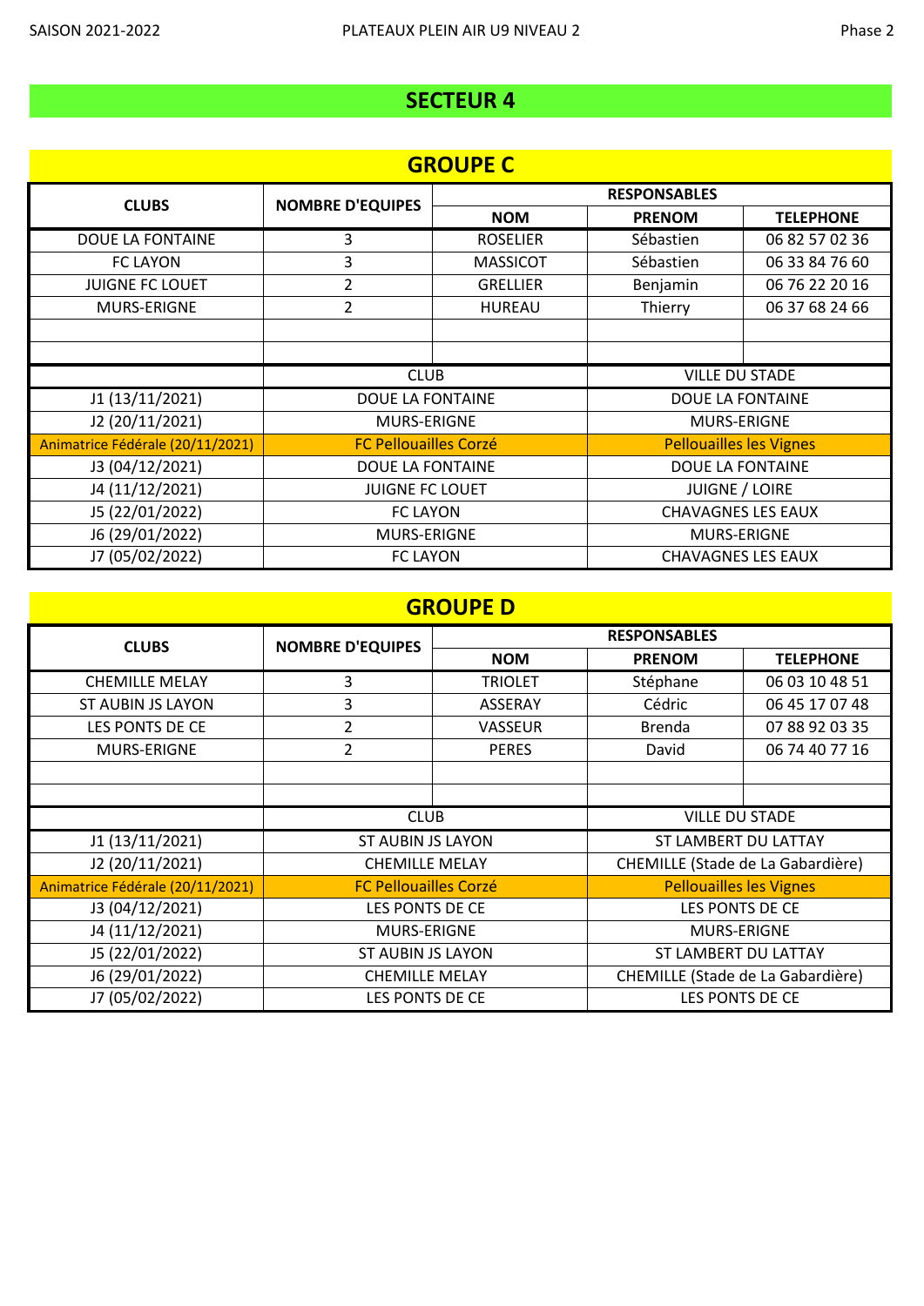## SECTEUR 4

### GROUPE C

| CLUBS | NOMBRE D'EQUIPES | RESPONSABLES | | |
|---|---|---|---|---|
| | | NOM | PRENOM | TELEPHONE |
| DOUE LA FONTAINE | 3 | ROSELIER | Sébastien | 06 82 57 02 36 |
| FC LAYON | 3 | MASSICOT | Sébastien | 06 33 84 76 60 |
| JUIGNE FC LOUET | 2 | GRELLIER | Benjamin | 06 76 22 20 16 |
| MURS-ERIGNE | 2 | HUREAU | Thierry | 06 37 68 24 66 |
| | | | | |
| | | | | |

| | CLUB | VILLE DU STADE |
|---|---|---|
| J1 (13/11/2021) | DOUE LA FONTAINE | DOUE LA FONTAINE |
| J2 (20/11/2021) | MURS-ERIGNE | MURS-ERIGNE |
| Animatrice Fédérale (20/11/2021) | FC Pellouailles Corzé | Pellouailles les Vignes |
| J3 (04/12/2021) | DOUE LA FONTAINE | DOUE LA FONTAINE |
| J4 (11/12/2021) | JUIGNE FC LOUET | JUIGNE / LOIRE |
| J5 (22/01/2022) | FC LAYON | CHAVAGNES LES EAUX |
| J6 (29/01/2022) | MURS-ERIGNE | MURS-ERIGNE |
| J7 (05/02/2022) | FC LAYON | CHAVAGNES LES EAUX |

### GROUPE D

| CLUBS | NOMBRE D'EQUIPES | RESPONSABLES | | |
|---|---|---|---|---|
| | | NOM | PRENOM | TELEPHONE |
| CHEMILLE MELAY | 3 | TRIOLET | Stéphane | 06 03 10 48 51 |
| ST AUBIN JS LAYON | 3 | ASSERAY | Cédric | 06 45 17 07 48 |
| LES PONTS DE CE | 2 | VASSEUR | Brenda | 07 88 92 03 35 |
| MURS-ERIGNE | 2 | PERES | David | 06 74 40 77 16 |
| | | | | |
| | | | | |

| | CLUB | VILLE DU STADE |
|---|---|---|
| J1 (13/11/2021) | ST AUBIN JS LAYON | ST LAMBERT DU LATTAY |
| J2 (20/11/2021) | CHEMILLE MELAY | CHEMILLE (Stade de La Gabardière) |
| Animatrice Fédérale (20/11/2021) | FC Pellouailles Corzé | Pellouailles les Vignes |
| J3 (04/12/2021) | LES PONTS DE CE | LES PONTS DE CE |
| J4 (11/12/2021) | MURS-ERIGNE | MURS-ERIGNE |
| J5 (22/01/2022) | ST AUBIN JS LAYON | ST LAMBERT DU LATTAY |
| J6 (29/01/2022) | CHEMILLE MELAY | CHEMILLE (Stade de La Gabardière) |
| J7 (05/02/2022) | LES PONTS DE CE | LES PONTS DE CE |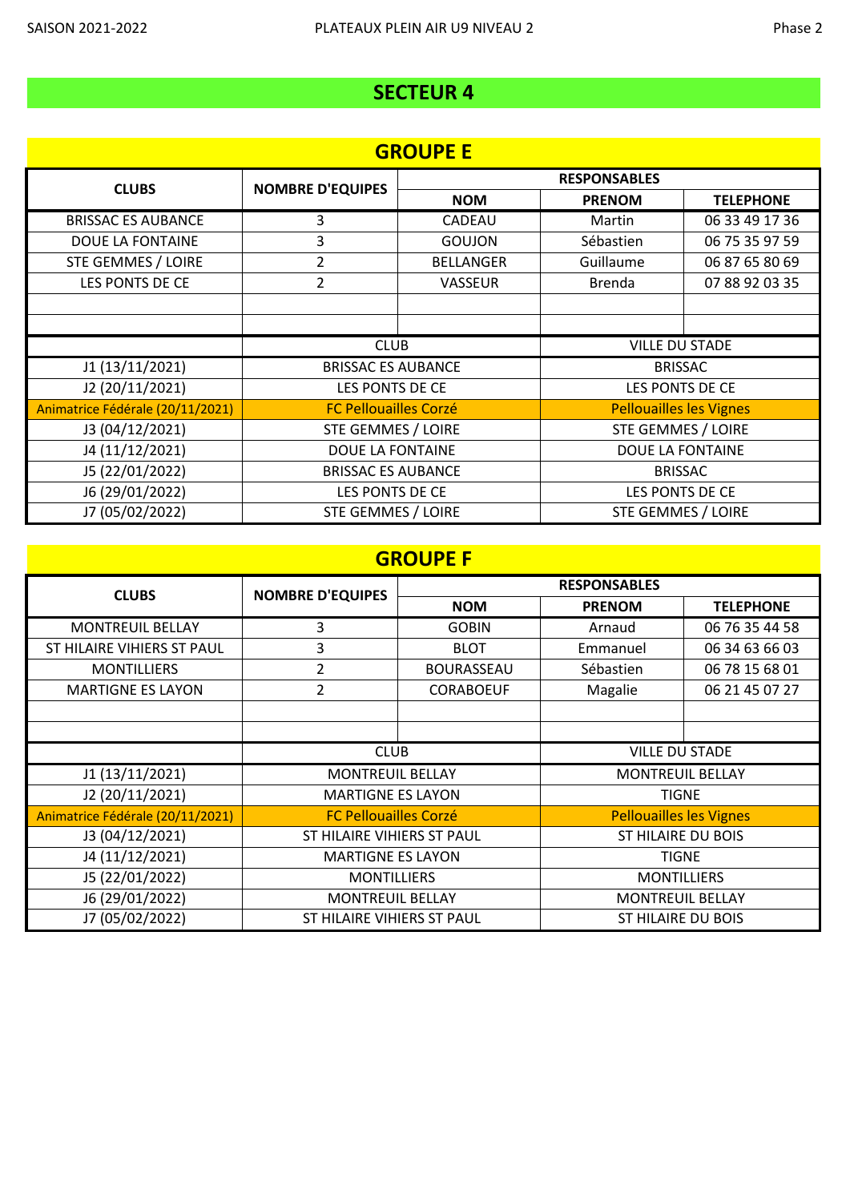SAISON 2021-2022 — PLATEAUX PLEIN AIR U9 NIVEAU 2 — Phase 2

# SECTEUR 4

## GROUPE E

| CLUBS | NOMBRE D'EQUIPES | RESPONSABLES | | |
|---|---|---|---|---|
| | | NOM | PRENOM | TELEPHONE |
| BRISSAC ES AUBANCE | 3 | CADEAU | Martin | 06 33 49 17 36 |
| DOUE LA FONTAINE | 3 | GOUJON | Sébastien | 06 75 35 97 59 |
| STE GEMMES / LOIRE | 2 | BELLANGER | Guillaume | 06 87 65 80 69 |
| LES PONTS DE CE | 2 | VASSEUR | Brenda | 07 88 92 03 35 |
| | | | | |
| | | | | |

| | CLUB | VILLE DU STADE |
|---|---|---|
| J1 (13/11/2021) | BRISSAC ES AUBANCE | BRISSAC |
| J2 (20/11/2021) | LES PONTS DE CE | LES PONTS DE CE |
| Animatrice Fédérale (20/11/2021) | FC Pellouailles Corzé | Pellouailles les Vignes |
| J3 (04/12/2021) | STE GEMMES / LOIRE | STE GEMMES / LOIRE |
| J4 (11/12/2021) | DOUE LA FONTAINE | DOUE LA FONTAINE |
| J5 (22/01/2022) | BRISSAC ES AUBANCE | BRISSAC |
| J6 (29/01/2022) | LES PONTS DE CE | LES PONTS DE CE |
| J7 (05/02/2022) | STE GEMMES / LOIRE | STE GEMMES / LOIRE |

## GROUPE F

| CLUBS | NOMBRE D'EQUIPES | RESPONSABLES | | |
|---|---|---|---|---|
| | | NOM | PRENOM | TELEPHONE |
| MONTREUIL BELLAY | 3 | GOBIN | Arnaud | 06 76 35 44 58 |
| ST HILAIRE VIHIERS ST PAUL | 3 | BLOT | Emmanuel | 06 34 63 66 03 |
| MONTILLIERS | 2 | BOURASSEAU | Sébastien | 06 78 15 68 01 |
| MARTIGNE ES LAYON | 2 | CORABOEUF | Magalie | 06 21 45 07 27 |
| | | | | |
| | | | | |

| | CLUB | VILLE DU STADE |
|---|---|---|
| J1 (13/11/2021) | MONTREUIL BELLAY | MONTREUIL BELLAY |
| J2 (20/11/2021) | MARTIGNE ES LAYON | TIGNE |
| Animatrice Fédérale (20/11/2021) | FC Pellouailles Corzé | Pellouailles les Vignes |
| J3 (04/12/2021) | ST HILAIRE VIHIERS ST PAUL | ST HILAIRE DU BOIS |
| J4 (11/12/2021) | MARTIGNE ES LAYON | TIGNE |
| J5 (22/01/2022) | MONTILLIERS | MONTILLIERS |
| J6 (29/01/2022) | MONTREUIL BELLAY | MONTREUIL BELLAY |
| J7 (05/02/2022) | ST HILAIRE VIHIERS ST PAUL | ST HILAIRE DU BOIS |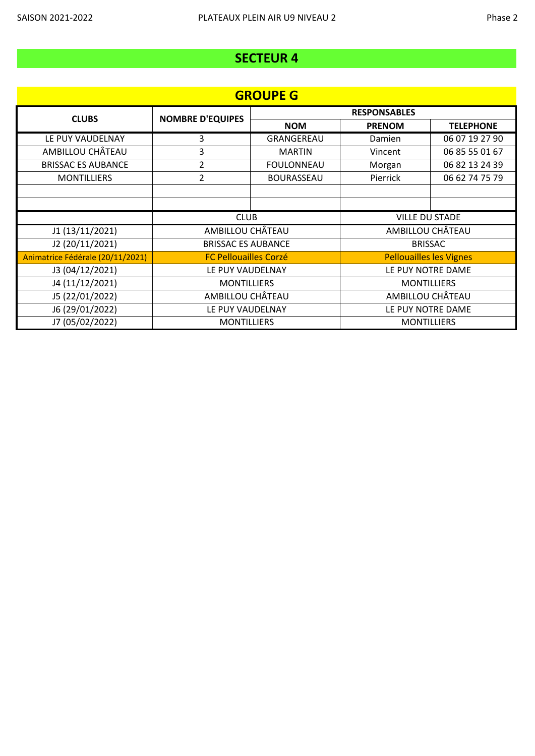# SECTEUR 4

## GROUPE G

| CLUBS | NOMBRE D'EQUIPES | RESPONSABLES | | |
|---|---|---|---|---|
| | | NOM | PRENOM | TELEPHONE |
| LE PUY VAUDELNAY | 3 | GRANGEREAU | Damien | 06 07 19 27 90 |
| AMBILLOU CHÂTEAU | 3 | MARTIN | Vincent | 06 85 55 01 67 |
| BRISSAC ES AUBANCE | 2 | FOULONNEAU | Morgan | 06 82 13 24 39 |
| MONTILLIERS | 2 | BOURASSEAU | Pierrick | 06 62 74 75 79 |
| | | | | |
| | | | | |

| | CLUB | VILLE DU STADE |
|---|---|---|
| J1 (13/11/2021) | AMBILLOU CHÂTEAU | AMBILLOU CHÂTEAU |
| J2 (20/11/2021) | BRISSAC ES AUBANCE | BRISSAC |
| Animatrice Fédérale (20/11/2021) | FC Pellouailles Corzé | Pellouailles les Vignes |
| J3 (04/12/2021) | LE PUY VAUDELNAY | LE PUY NOTRE DAME |
| J4 (11/12/2021) | MONTILLIERS | MONTILLIERS |
| J5 (22/01/2022) | AMBILLOU CHÂTEAU | AMBILLOU CHÂTEAU |
| J6 (29/01/2022) | LE PUY VAUDELNAY | LE PUY NOTRE DAME |
| J7 (05/02/2022) | MONTILLIERS | MONTILLIERS |